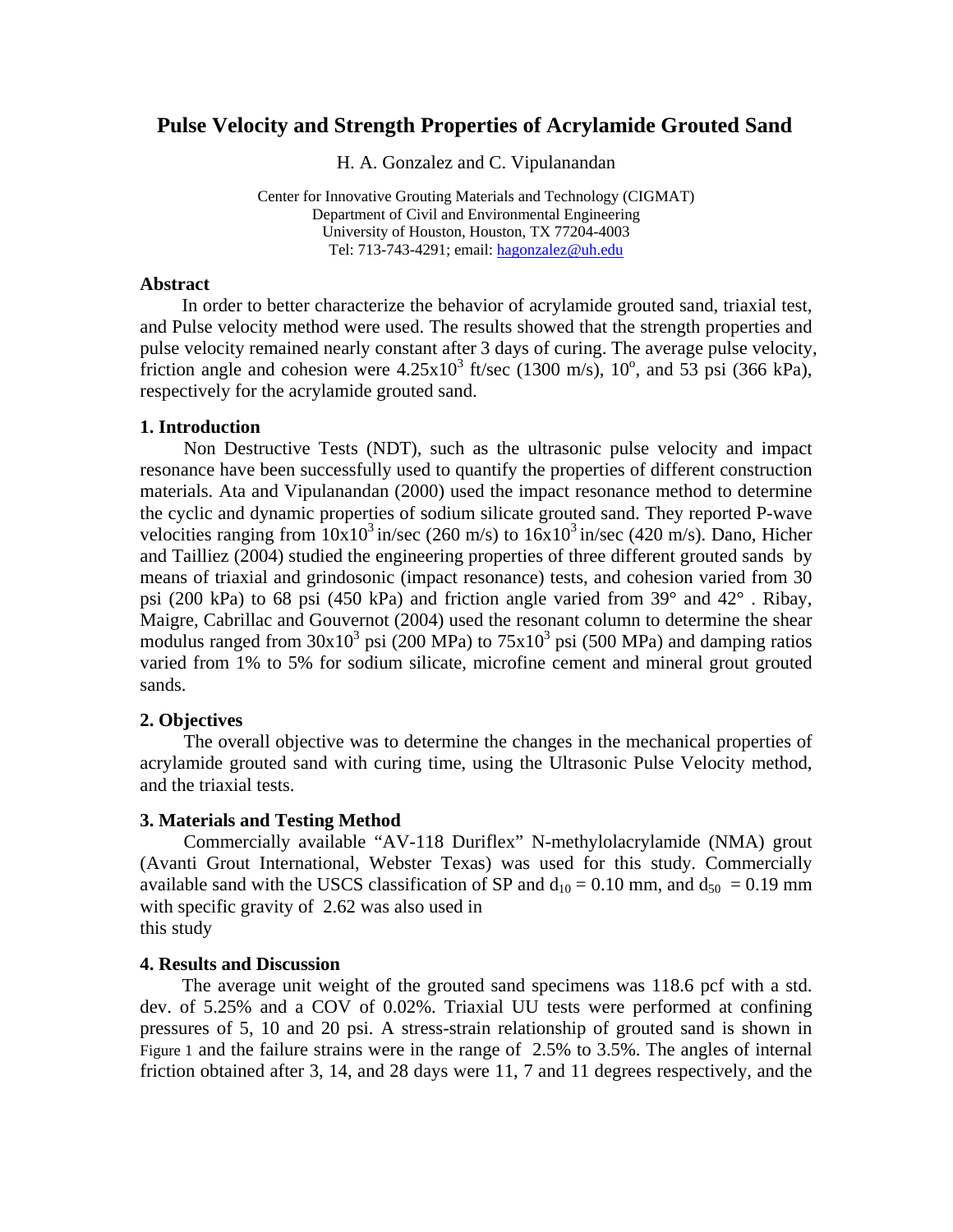# Pulse Velocity and Strength Properties of Acrylamide Grouted Sand

H. A. Gonzalez and C. Vipulanandan

Center for Innovative Grouting Materials and Technology (CIGMAT)
Department of Civil and Environmental Engineering
University of Houston, Houston, TX 77204-4003
Tel: 713-743-4291; email: hagonzalez@uh.edu

## Abstract

In order to better characterize the behavior of acrylamide grouted sand, triaxial test, and Pulse velocity method were used. The results showed that the strength properties and pulse velocity remained nearly constant after 3 days of curing. The average pulse velocity, friction angle and cohesion were $4.25 \times 10^3$ ft/sec (1300 m/s), $10^o$, and 53 psi (366 kPa), respectively for the acrylamide grouted sand.

## 1. Introduction

Non Destructive Tests (NDT), such as the ultrasonic pulse velocity and impact resonance have been successfully used to quantify the properties of different construction materials. Ata and Vipulanandan (2000) used the impact resonance method to determine the cyclic and dynamic properties of sodium silicate grouted sand. They reported P-wave velocities ranging from $10 \times 10^3$ in/sec (260 m/s) to $16 \times 10^3$ in/sec (420 m/s). Dano, Hicher and Tailliez (2004) studied the engineering properties of three different grouted sands by means of triaxial and grindosonic (impact resonance) tests, and cohesion varied from 30 psi (200 kPa) to 68 psi (450 kPa) and friction angle varied from 39° and 42° . Ribay, Maigre, Cabrillac and Gouvernot (2004) used the resonant column to determine the shear modulus ranged from $30 \times 10^3$ psi (200 MPa) to $75 \times 10^3$ psi (500 MPa) and damping ratios varied from 1% to 5% for sodium silicate, microfine cement and mineral grout grouted sands.

## 2. Objectives

The overall objective was to determine the changes in the mechanical properties of acrylamide grouted sand with curing time, using the Ultrasonic Pulse Velocity method, and the triaxial tests.

## 3. Materials and Testing Method

Commercially available "AV-118 Duriflex" N-methylolacrylamide (NMA) grout (Avanti Grout International, Webster Texas) was used for this study. Commercially available sand with the USCS classification of SP and $d_{10} = 0.10$ mm, and $d_{50} = 0.19$ mm with specific gravity of 2.62 was also used in this study

## 4. Results and Discussion

The average unit weight of the grouted sand specimens was 118.6 pcf with a std. dev. of 5.25% and a COV of 0.02%. Triaxial UU tests were performed at confining pressures of 5, 10 and 20 psi. A stress-strain relationship of grouted sand is shown in Figure 1 and the failure strains were in the range of 2.5% to 3.5%. The angles of internal friction obtained after 3, 14, and 28 days were 11, 7 and 11 degrees respectively, and the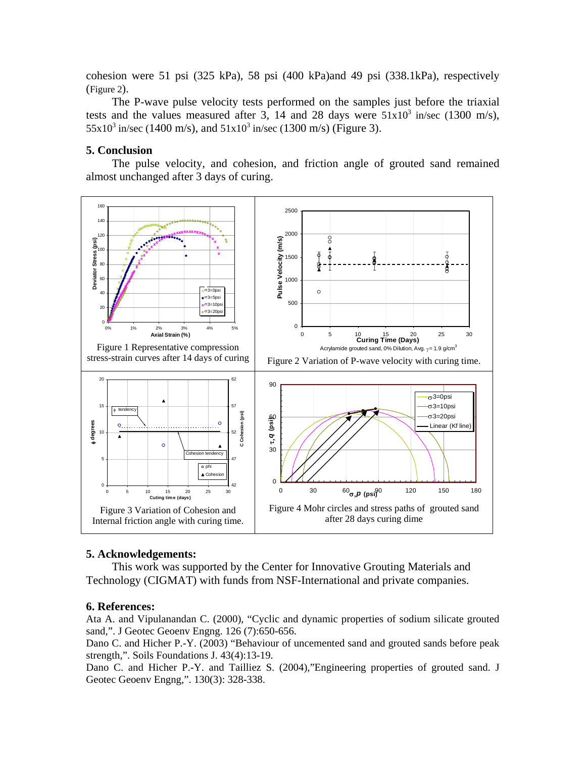cohesion were 51 psi (325 kPa), 58 psi (400 kPa)and 49 psi (338.1kPa), respectively (Figure 2).

The P-wave pulse velocity tests performed on the samples just before the triaxial tests and the values measured after 3, 14 and 28 days were $51 \times 10^3$ in/sec (1300 m/s), $55 \times 10^3$ in/sec (1400 m/s), and $51 \times 10^3$ in/sec (1300 m/s) (Figure 3).

## 5. Conclusion

The pulse velocity, and cohesion, and friction angle of grouted sand remained almost unchanged after 3 days of curing.

160
140
120
100
80
60
40
20
0
Deviator Stress (psi)
0% 1% 2% 3% 4% 5%
Axial Strain (%)
σ3=0psi
σ3=5psi
σ3=10psi
σ3=20psi

Figure 1 Representative compression stress-strain curves after 14 days of curing

2500
2000
1500
1000
500
0
Pulse Velocity (m/s)
0 5 10 15 20 25 30
Curing Time (Days)
Acrylamide grouted sand, 0% Dilution, Avg. γ= 1.9 g/cm3

Figure 2 Variation of P-wave velocity with curing time.

20
15
10
5
0
φ degrees
62
57
52
47
42
C Cohesion (psi)
0 5 10 15 20 25 30
Cuting time (days)
φ tendency
Cohesion tendency
phi
Cohesion

Figure 3 Variation of Cohesion and Internal friction angle with curing time.

90
60
30
0
τ, q (psi)
0 30 60 90 120 150 180
σ, p (psi)
σ3=0psi
σ3=10psi
σ3=20psi
Linear (Kf line)

Figure 4 Mohr circles and stress paths of grouted sand after 28 days curing dime

## 5. Acknowledgements:

This work was supported by the Center for Innovative Grouting Materials and Technology (CIGMAT) with funds from NSF-International and private companies.

## 6. References:

Ata A. and Vipulanandan C. (2000), "Cyclic and dynamic properties of sodium silicate grouted sand,". J Geotec Geoenv Engng. 126 (7):650-656.

Dano C. and Hicher P.-Y. (2003) "Behaviour of uncemented sand and grouted sands before peak strength,". Soils Foundations J. 43(4):13-19.

Dano C. and Hicher P.-Y. and Tailliez S. (2004),"Engineering properties of grouted sand. J Geotec Geoenv Engng,". 130(3): 328-338.